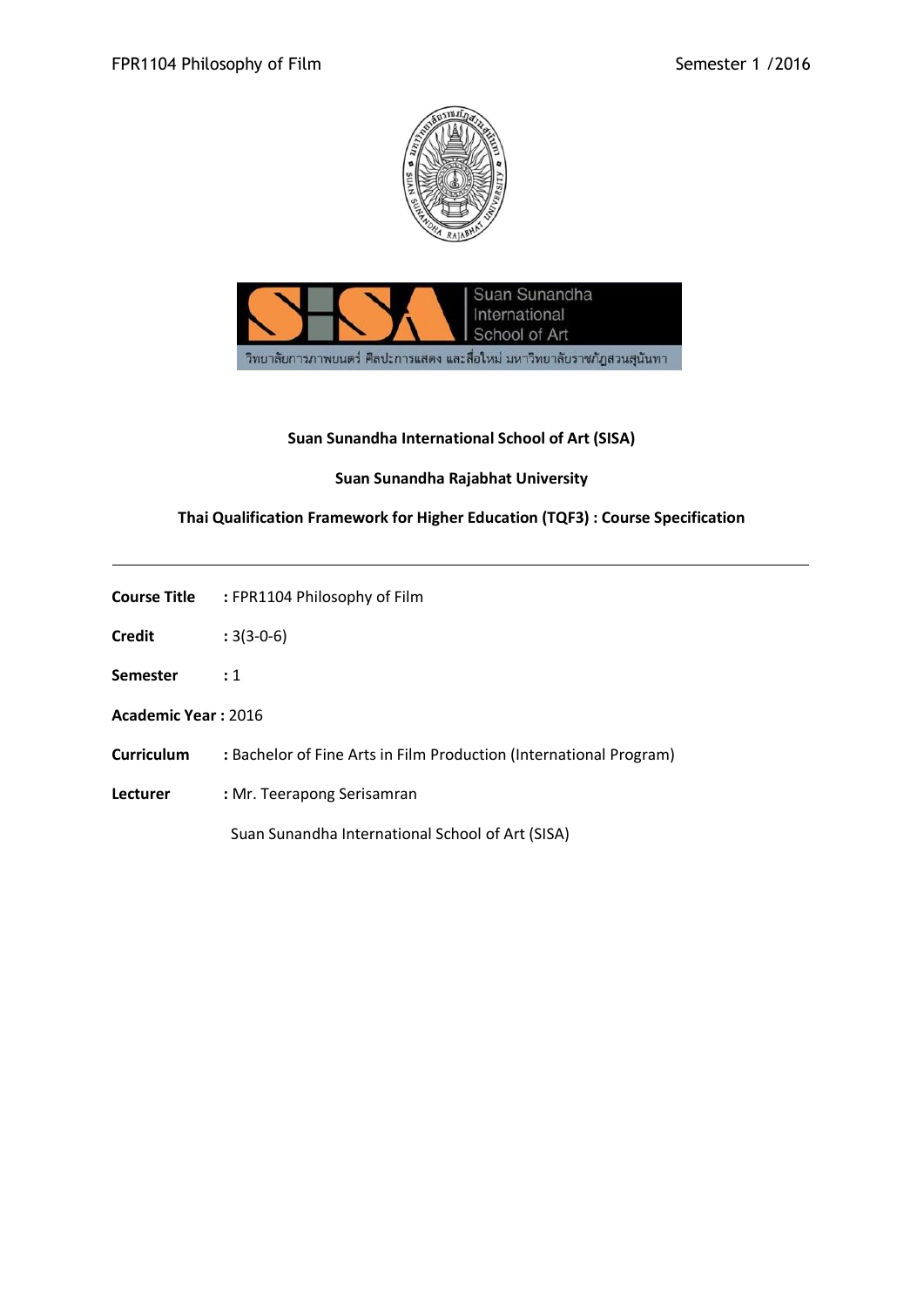**Suan Sunandha International School of Art (SISA)**

**Suan Sunandha Rajabhat University**

**Thai Qualification Framework for Higher Education (TQF3) : Course Specification**

---

**Course Title** : FPR1104 Philosophy of Film

**Credit** : 3(3-0-6)

**Semester** : 1

**Academic Year** : 2016

**Curriculum** : Bachelor of Fine Arts in Film Production (International Program)

**Lecturer** : Mr. Teerapong Serisamran

Suan Sunandha International School of Art (SISA)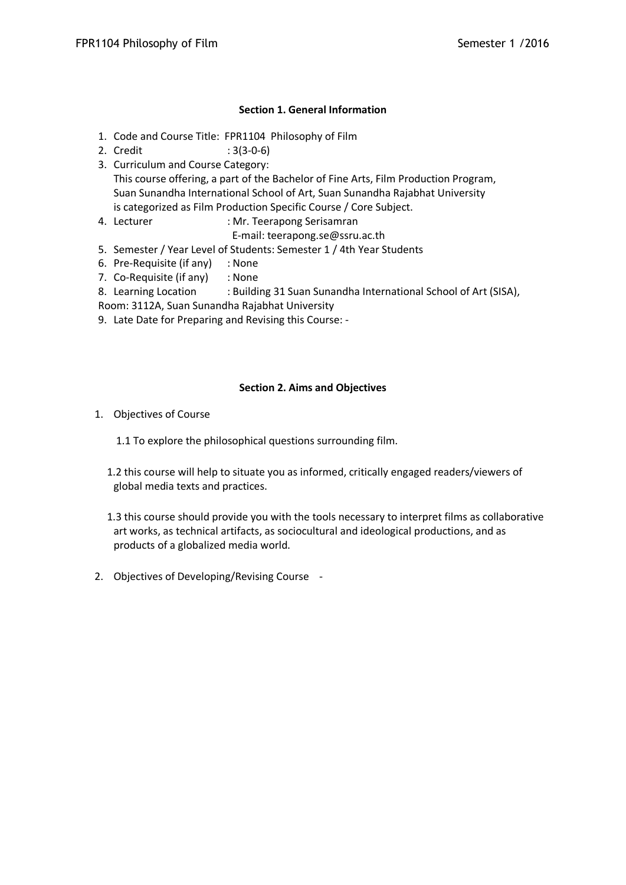### Section 1. General Information

1. Code and Course Title: FPR1104 Philosophy of Film
2. Credit : 3(3-0-6)
3. Curriculum and Course Category:
   This course offering, a part of the Bachelor of Fine Arts, Film Production Program, Suan Sunandha International School of Art, Suan Sunandha Rajabhat University is categorized as Film Production Specific Course / Core Subject.
4. Lecturer : Mr. Teerapong Serisamran
   E-mail: teerapong.se@ssru.ac.th
5. Semester / Year Level of Students: Semester 1 / 4th Year Students
6. Pre-Requisite (if any) : None
7. Co-Requisite (if any) : None
8. Learning Location : Building 31 Suan Sunandha International School of Art (SISA), Room: 3112A, Suan Sunandha Rajabhat University
9. Late Date for Preparing and Revising this Course: -

### Section 2. Aims and Objectives

1. Objectives of Course

   1.1 To explore the philosophical questions surrounding film.

   1.2 this course will help to situate you as informed, critically engaged readers/viewers of global media texts and practices.

   1.3 this course should provide you with the tools necessary to interpret films as collaborative art works, as technical artifacts, as sociocultural and ideological productions, and as products of a globalized media world.

2. Objectives of Developing/Revising Course -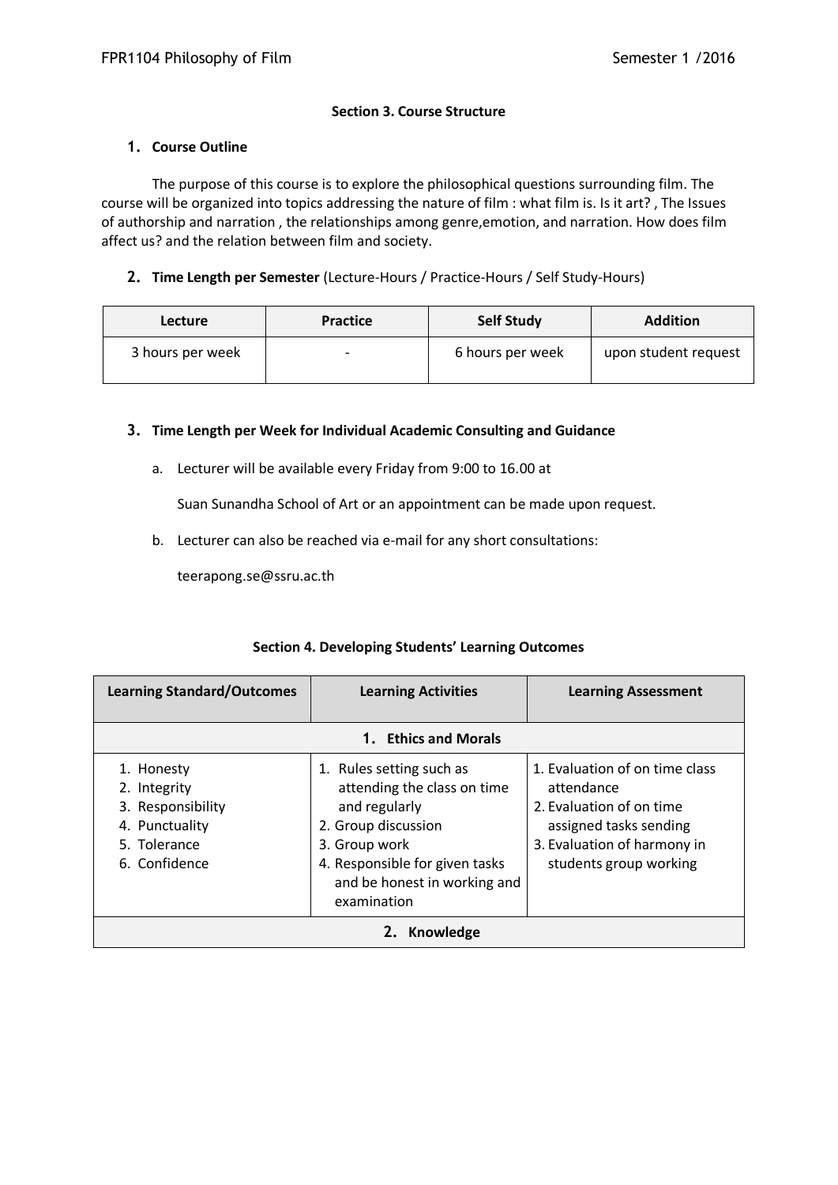**Section 3. Course Structure**

**1. Course Outline**

The purpose of this course is to explore the philosophical questions surrounding film. The course will be organized into topics addressing the nature of film : what film is. Is it art? , The Issues of authorship and narration , the relationships among genre,emotion, and narration. How does film affect us? and the relation between film and society.

**2. Time Length per Semester** (Lecture-Hours / Practice-Hours / Self Study-Hours)

| Lecture | Practice | Self Study | Addition |
|---|---|---|---|
| 3 hours per week | - | 6 hours per week | upon student request |

**3. Time Length per Week for Individual Academic Consulting and Guidance**

a. Lecturer will be available every Friday from 9:00 to 16.00 at

Suan Sunandha School of Art or an appointment can be made upon request.

b. Lecturer can also be reached via e-mail for any short consultations:

teerapong.se@ssru.ac.th

**Section 4. Developing Students' Learning Outcomes**

| Learning Standard/Outcomes | Learning Activities | Learning Assessment |
|---|---|---|
| **1. Ethics and Morals** | | |
| 1. Honesty<br>2. Integrity<br>3. Responsibility<br>4. Punctuality<br>5. Tolerance<br>6. Confidence | 1. Rules setting such as attending the class on time and regularly<br>2. Group discussion<br>3. Group work<br>4. Responsible for given tasks and be honest in working and examination | 1. Evaluation of on time class attendance<br>2. Evaluation of on time assigned tasks sending<br>3. Evaluation of harmony in students group working |
| **2. Knowledge** | | |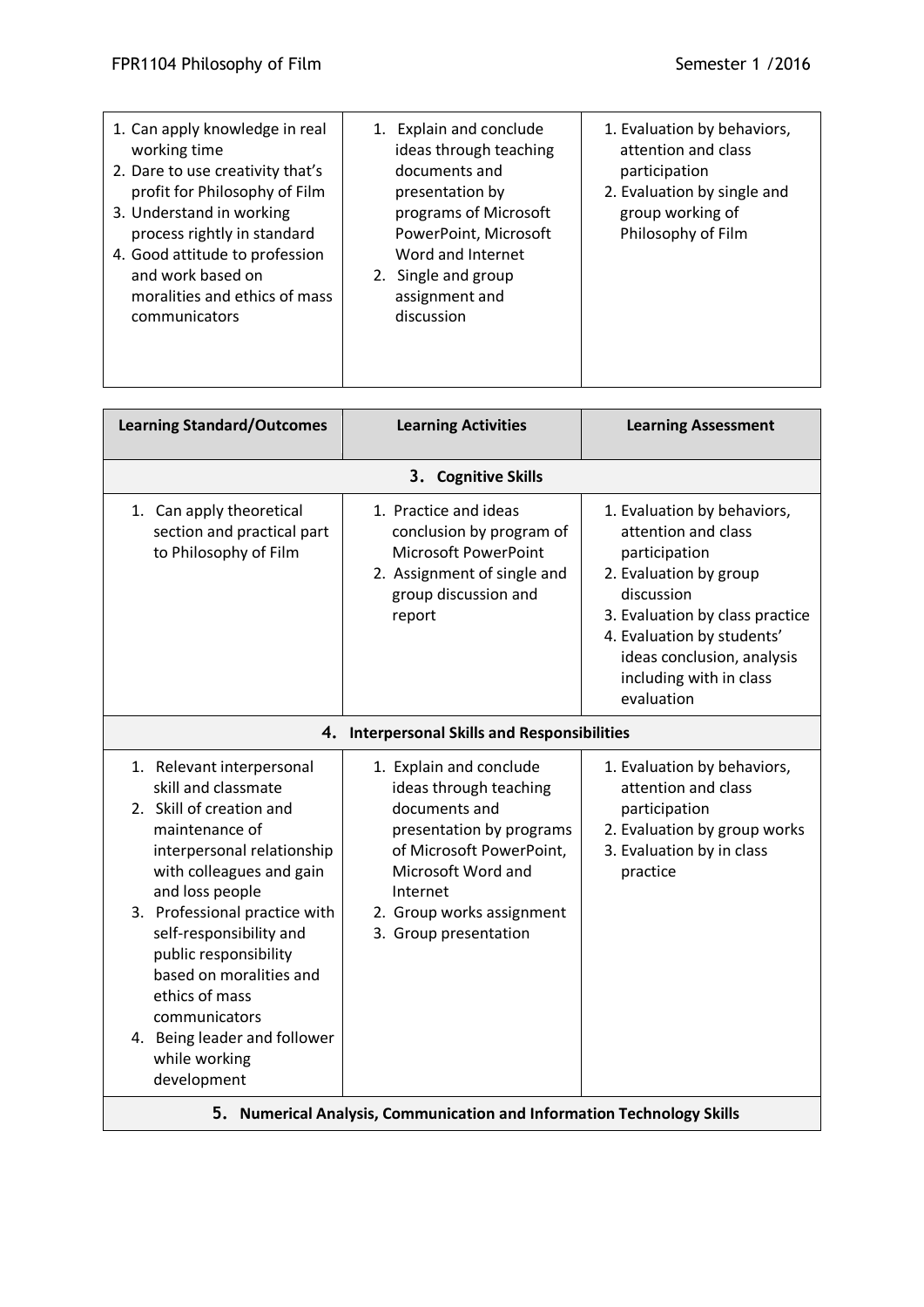| | | |
|---|---|---|
| 1. Can apply knowledge in real working time<br>2. Dare to use creativity that's profit for Philosophy of Film<br>3. Understand in working process rightly in standard<br>4. Good attitude to profession and work based on moralities and ethics of mass communicators | 1. Explain and conclude ideas through teaching documents and presentation by programs of Microsoft PowerPoint, Microsoft Word and Internet<br>2. Single and group assignment and discussion | 1. Evaluation by behaviors, attention and class participation<br>2. Evaluation by single and group working of Philosophy of Film |

| Learning Standard/Outcomes | Learning Activities | Learning Assessment |
|---|---|---|
| **3. Cognitive Skills** | | |
| 1. Can apply theoretical section and practical part to Philosophy of Film | 1. Practice and ideas conclusion by program of Microsoft PowerPoint<br>2. Assignment of single and group discussion and report | 1. Evaluation by behaviors, attention and class participation<br>2. Evaluation by group discussion<br>3. Evaluation by class practice<br>4. Evaluation by students' ideas conclusion, analysis including with in class evaluation |
| **4. Interpersonal Skills and Responsibilities** | | |
| 1. Relevant interpersonal skill and classmate<br>2. Skill of creation and maintenance of interpersonal relationship with colleagues and gain and loss people<br>3. Professional practice with self-responsibility and public responsibility based on moralities and ethics of mass communicators<br>4. Being leader and follower while working development | 1. Explain and conclude ideas through teaching documents and presentation by programs of Microsoft PowerPoint, Microsoft Word and Internet<br>2. Group works assignment<br>3. Group presentation | 1. Evaluation by behaviors, attention and class participation<br>2. Evaluation by group works<br>3. Evaluation by in class practice |
| **5. Numerical Analysis, Communication and Information Technology Skills** | | |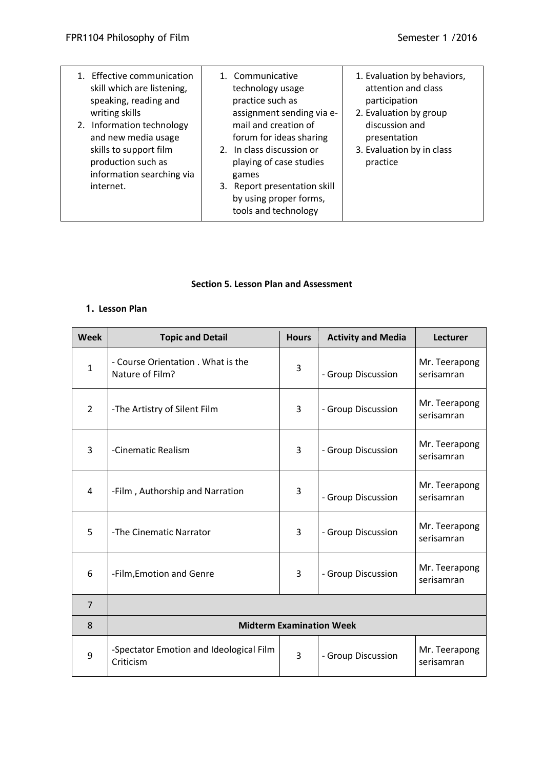| | | |
|---|---|---|
| 1. Effective communication skill which are listening, speaking, reading and writing skills<br>2. Information technology and new media usage skills to support film production such as information searching via internet. | 1. Communicative technology usage practice such as assignment sending via e-mail and creation of forum for ideas sharing<br>2. In class discussion or playing of case studies games<br>3. Report presentation skill by using proper forms, tools and technology | 1. Evaluation by behaviors, attention and class participation<br>2. Evaluation by group discussion and presentation<br>3. Evaluation by in class practice |

**Section 5. Lesson Plan and Assessment**

**1. Lesson Plan**

| Week | Topic and Detail | Hours | Activity and Media | Lecturer |
|---|---|---|---|---|
| 1 | - Course Orientation . What is the Nature of Film? | 3 | - Group Discussion | Mr. Teerapong serisamran |
| 2 | -The Artistry of Silent Film | 3 | - Group Discussion | Mr. Teerapong serisamran |
| 3 | -Cinematic Realism | 3 | - Group Discussion | Mr. Teerapong serisamran |
| 4 | -Film , Authorship and Narration | 3 | - Group Discussion | Mr. Teerapong serisamran |
| 5 | -The Cinematic Narrator | 3 | - Group Discussion | Mr. Teerapong serisamran |
| 6 | -Film,Emotion and Genre | 3 | - Group Discussion | Mr. Teerapong serisamran |
| 7 | | | | |
| 8 | **Midterm Examination Week** | | | |
| 9 | -Spectator Emotion and Ideological Film Criticism | 3 | - Group Discussion | Mr. Teerapong serisamran |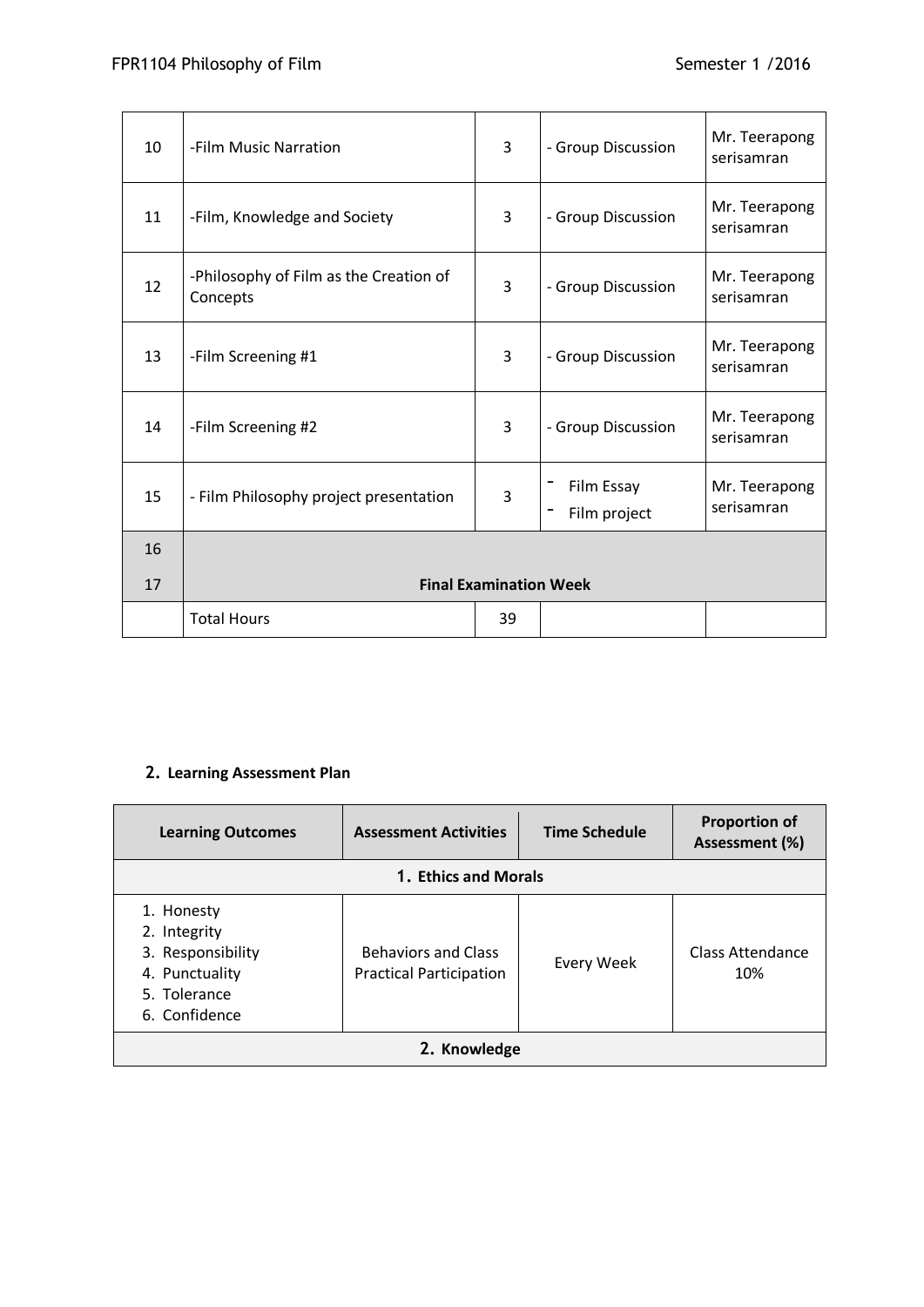| 10 | -Film Music Narration | 3 | - Group Discussion | Mr. Teerapong serisamran |
|---|---|---|---|---|
| 11 | -Film, Knowledge and Society | 3 | - Group Discussion | Mr. Teerapong serisamran |
| 12 | -Philosophy of Film as the Creation of Concepts | 3 | - Group Discussion | Mr. Teerapong serisamran |
| 13 | -Film Screening #1 | 3 | - Group Discussion | Mr. Teerapong serisamran |
| 14 | -Film Screening #2 | 3 | - Group Discussion | Mr. Teerapong serisamran |
| 15 | - Film Philosophy project presentation | 3 | - Film Essay<br>- Film project | Mr. Teerapong serisamran |
| 16<br>17 | **Final Examination Week** | | | |
| | Total Hours | 39 | | |

## 2. Learning Assessment Plan

| Learning Outcomes | Assessment Activities | Time Schedule | Proportion of Assessment (%) |
|---|---|---|---|
| **1. Ethics and Morals** | | | |
| 1. Honesty<br>2. Integrity<br>3. Responsibility<br>4. Punctuality<br>5. Tolerance<br>6. Confidence | Behaviors and Class Practical Participation | Every Week | Class Attendance 10% |
| **2. Knowledge** | | | |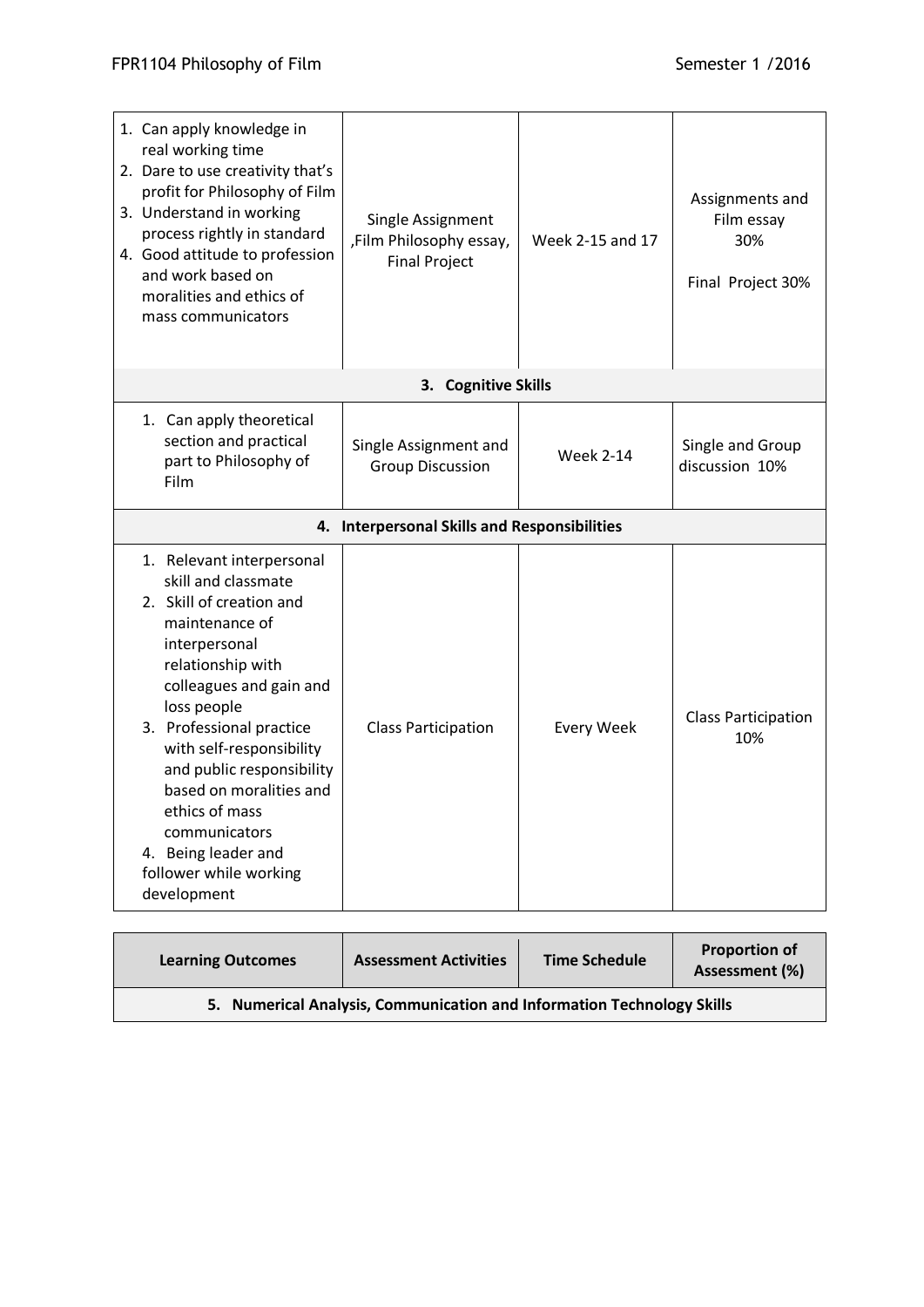| Learning Outcomes | Assessment Activities | Time Schedule | Proportion of Assessment (%) |
| --- | --- | --- | --- |
| 1. Can apply knowledge in real working time<br>2. Dare to use creativity that's profit for Philosophy of Film<br>3. Understand in working process rightly in standard<br>4. Good attitude to profession and work based on moralities and ethics of mass communicators | Single Assignment ,Film Philosophy essay, Final Project | Week 2-15 and 17 | Assignments and Film essay 30%<br><br>Final Project 30% |
| **3. Cognitive Skills** | | | |
| 1. Can apply theoretical section and practical part to Philosophy of Film | Single Assignment and Group Discussion | Week 2-14 | Single and Group discussion 10% |
| **4. Interpersonal Skills and Responsibilities** | | | |
| 1. Relevant interpersonal skill and classmate<br>2. Skill of creation and maintenance of interpersonal relationship with colleagues and gain and loss people<br>3. Professional practice with self-responsibility and public responsibility based on moralities and ethics of mass communicators<br>4. Being leader and follower while working development | Class Participation | Every Week | Class Participation 10% |

| Learning Outcomes | Assessment Activities | Time Schedule | Proportion of Assessment (%) |
| --- | --- | --- | --- |
| **5. Numerical Analysis, Communication and Information Technology Skills** | | | |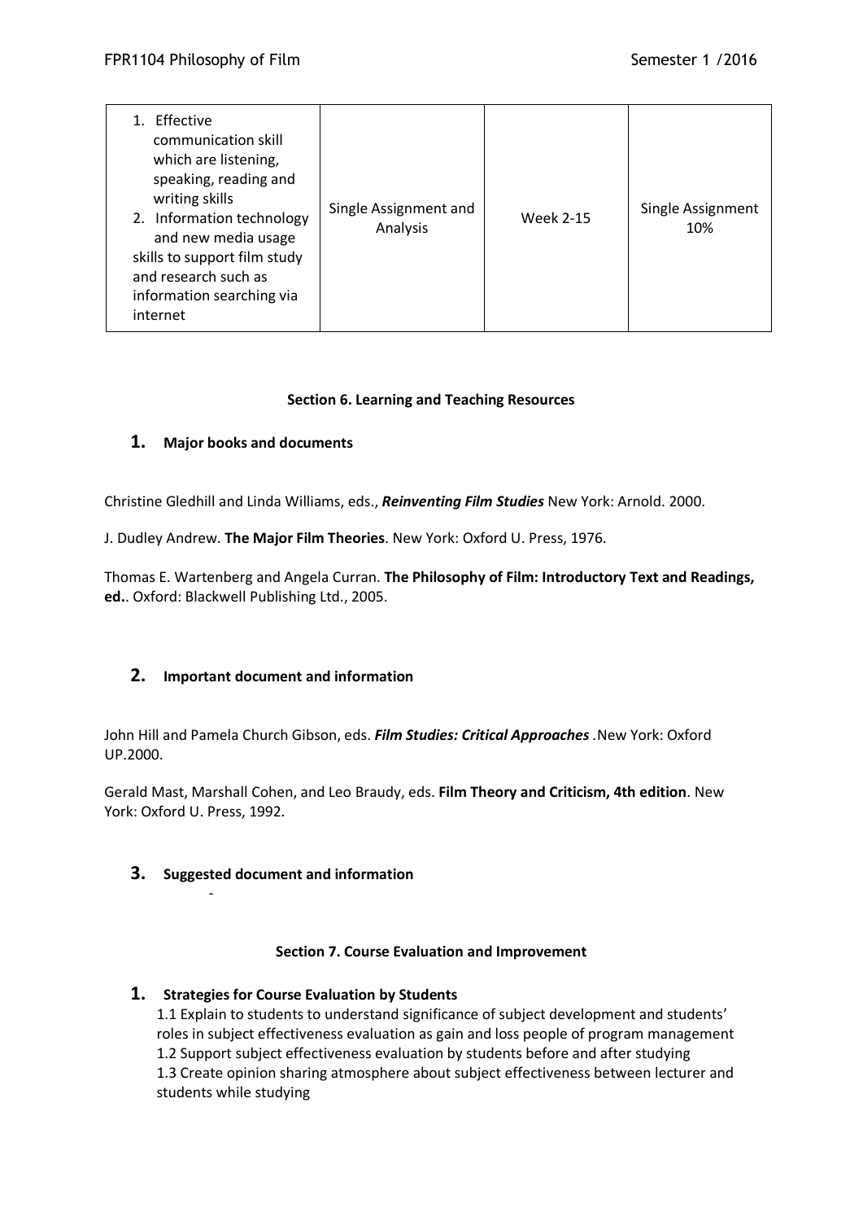| | | | |
|---|---|---|---|
| 1. Effective communication skill which are listening, speaking, reading and writing skills<br>2. Information technology and new media usage skills to support film study and research such as information searching via internet | Single Assignment and Analysis | Week 2-15 | Single Assignment 10% |

## Section 6. Learning and Teaching Resources

### 1. Major books and documents

Christine Gledhill and Linda Williams, eds., ***Reinventing Film Studies*** New York: Arnold. 2000.

J. Dudley Andrew. **The Major Film Theories**. New York: Oxford U. Press, 1976.

Thomas E. Wartenberg and Angela Curran. **The Philosophy of Film: Introductory Text and Readings, ed.**. Oxford: Blackwell Publishing Ltd., 2005.

### 2. Important document and information

John Hill and Pamela Church Gibson, eds. ***Film Studies: Critical Approaches*** .New York: Oxford UP.2000.

Gerald Mast, Marshall Cohen, and Leo Braudy, eds. **Film Theory and Criticism, 4th edition**. New York: Oxford U. Press, 1992.

### 3. Suggested document and information

-

## Section 7. Course Evaluation and Improvement

### 1. Strategies for Course Evaluation by Students

1.1 Explain to students to understand significance of subject development and students' roles in subject effectiveness evaluation as gain and loss people of program management

1.2 Support subject effectiveness evaluation by students before and after studying

1.3 Create opinion sharing atmosphere about subject effectiveness between lecturer and students while studying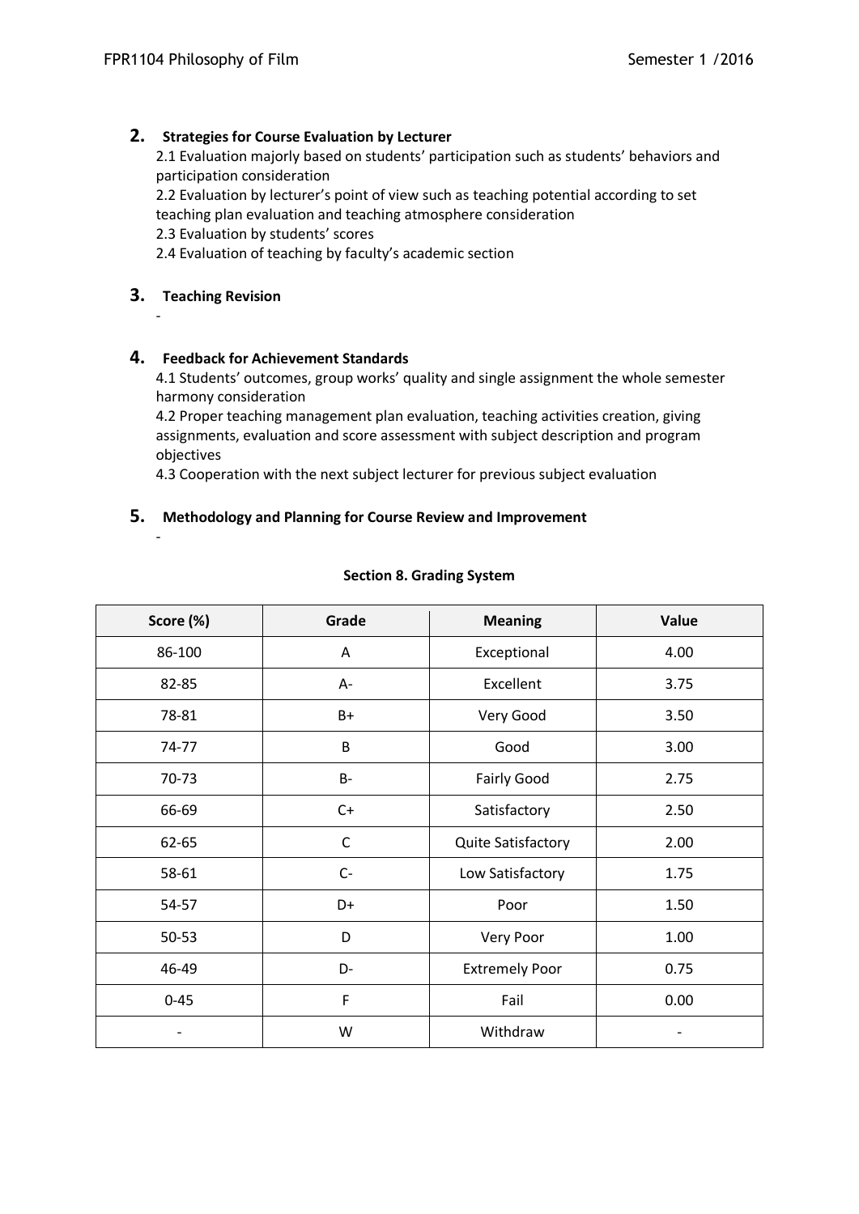## 2. Strategies for Course Evaluation by Lecturer

2.1 Evaluation majorly based on students' participation such as students' behaviors and participation consideration

2.2 Evaluation by lecturer's point of view such as teaching potential according to set teaching plan evaluation and teaching atmosphere consideration

2.3 Evaluation by students' scores

2.4 Evaluation of teaching by faculty's academic section

## 3. Teaching Revision

-

## 4. Feedback for Achievement Standards

4.1 Students' outcomes, group works' quality and single assignment the whole semester harmony consideration

4.2 Proper teaching management plan evaluation, teaching activities creation, giving assignments, evaluation and score assessment with subject description and program objectives

4.3 Cooperation with the next subject lecturer for previous subject evaluation

## 5. Methodology and Planning for Course Review and Improvement

-

### Section 8. Grading System

| Score (%) | Grade | Meaning | Value |
|---|---|---|---|
| 86-100 | A | Exceptional | 4.00 |
| 82-85 | A- | Excellent | 3.75 |
| 78-81 | B+ | Very Good | 3.50 |
| 74-77 | B | Good | 3.00 |
| 70-73 | B- | Fairly Good | 2.75 |
| 66-69 | C+ | Satisfactory | 2.50 |
| 62-65 | C | Quite Satisfactory | 2.00 |
| 58-61 | C- | Low Satisfactory | 1.75 |
| 54-57 | D+ | Poor | 1.50 |
| 50-53 | D | Very Poor | 1.00 |
| 46-49 | D- | Extremely Poor | 0.75 |
| 0-45 | F | Fail | 0.00 |
| - | W | Withdraw | - |